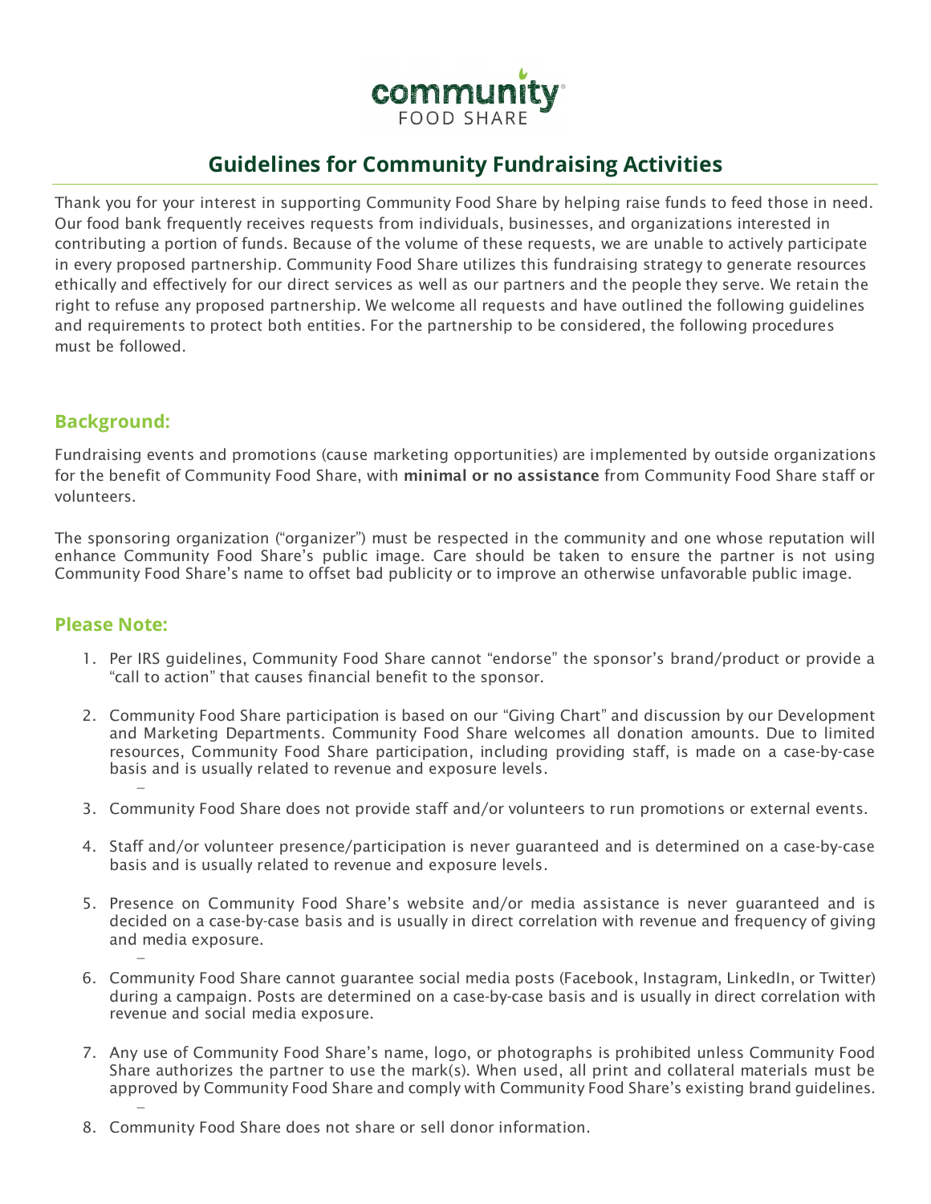community FOOD SHARE

# Guidelines for Community Fundraising Activities

Thank you for your interest in supporting Community Food Share by helping raise funds to feed those in need. Our food bank frequently receives requests from individuals, businesses, and organizations interested in contributing a portion of funds. Because of the volume of these requests, we are unable to actively participate in every proposed partnership. Community Food Share utilizes this fundraising strategy to generate resources ethically and effectively for our direct services as well as our partners and the people they serve. We retain the right to refuse any proposed partnership. We welcome all requests and have outlined the following guidelines and requirements to protect both entities. For the partnership to be considered, the following procedures must be followed.

## Background:

Fundraising events and promotions (cause marketing opportunities) are implemented by outside organizations for the benefit of Community Food Share, with **minimal or no assistance** from Community Food Share staff or volunteers.

The sponsoring organization ("organizer") must be respected in the community and one whose reputation will enhance Community Food Share's public image. Care should be taken to ensure the partner is not using Community Food Share's name to offset bad publicity or to improve an otherwise unfavorable public image.

## Please Note:

1. Per IRS guidelines, Community Food Share cannot "endorse" the sponsor's brand/product or provide a "call to action" that causes financial benefit to the sponsor.

2. Community Food Share participation is based on our "Giving Chart" and discussion by our Development and Marketing Departments. Community Food Share welcomes all donation amounts. Due to limited resources, Community Food Share participation, including providing staff, is made on a case-by-case basis and is usually related to revenue and exposure levels.

3. Community Food Share does not provide staff and/or volunteers to run promotions or external events.

4. Staff and/or volunteer presence/participation is never guaranteed and is determined on a case-by-case basis and is usually related to revenue and exposure levels.

5. Presence on Community Food Share's website and/or media assistance is never guaranteed and is decided on a case-by-case basis and is usually in direct correlation with revenue and frequency of giving and media exposure.

6. Community Food Share cannot guarantee social media posts (Facebook, Instagram, LinkedIn, or Twitter) during a campaign. Posts are determined on a case-by-case basis and is usually in direct correlation with revenue and social media exposure.

7. Any use of Community Food Share's name, logo, or photographs is prohibited unless Community Food Share authorizes the partner to use the mark(s). When used, all print and collateral materials must be approved by Community Food Share and comply with Community Food Share's existing brand guidelines.

8. Community Food Share does not share or sell donor information.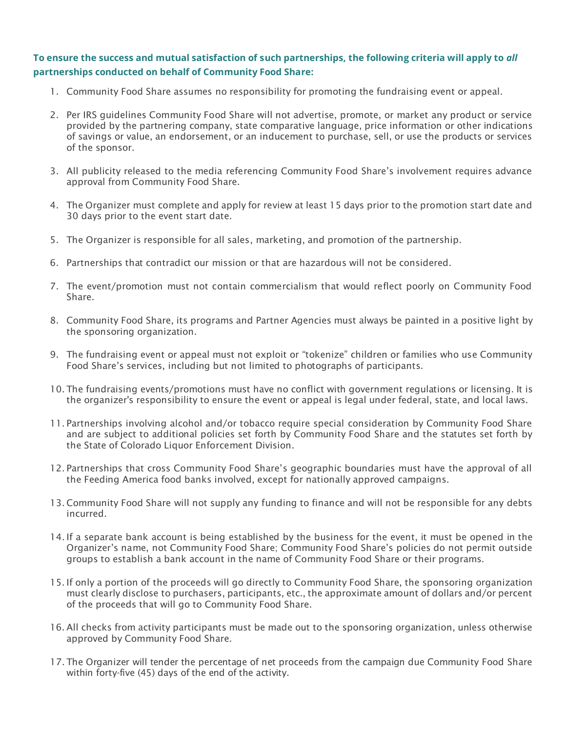**To ensure the success and mutual satisfaction of such partnerships, the following criteria will apply to *all* partnerships conducted on behalf of Community Food Share:**

1. Community Food Share assumes no responsibility for promoting the fundraising event or appeal.
2. Per IRS guidelines Community Food Share will not advertise, promote, or market any product or service provided by the partnering company, state comparative language, price information or other indications of savings or value, an endorsement, or an inducement to purchase, sell, or use the products or services of the sponsor.
3. All publicity released to the media referencing Community Food Share's involvement requires advance approval from Community Food Share.
4. The Organizer must complete and apply for review at least 15 days prior to the promotion start date and 30 days prior to the event start date.
5. The Organizer is responsible for all sales, marketing, and promotion of the partnership.
6. Partnerships that contradict our mission or that are hazardous will not be considered.
7. The event/promotion must not contain commercialism that would reflect poorly on Community Food Share.
8. Community Food Share, its programs and Partner Agencies must always be painted in a positive light by the sponsoring organization.
9. The fundraising event or appeal must not exploit or "tokenize" children or families who use Community Food Share's services, including but not limited to photographs of participants.
10. The fundraising events/promotions must have no conflict with government regulations or licensing. It is the organizer's responsibility to ensure the event or appeal is legal under federal, state, and local laws.
11. Partnerships involving alcohol and/or tobacco require special consideration by Community Food Share and are subject to additional policies set forth by Community Food Share and the statutes set forth by the State of Colorado Liquor Enforcement Division.
12. Partnerships that cross Community Food Share's geographic boundaries must have the approval of all the Feeding America food banks involved, except for nationally approved campaigns.
13. Community Food Share will not supply any funding to finance and will not be responsible for any debts incurred.
14. If a separate bank account is being established by the business for the event, it must be opened in the Organizer's name, not Community Food Share; Community Food Share's policies do not permit outside groups to establish a bank account in the name of Community Food Share or their programs.
15. If only a portion of the proceeds will go directly to Community Food Share, the sponsoring organization must clearly disclose to purchasers, participants, etc., the approximate amount of dollars and/or percent of the proceeds that will go to Community Food Share.
16. All checks from activity participants must be made out to the sponsoring organization, unless otherwise approved by Community Food Share.
17. The Organizer will tender the percentage of net proceeds from the campaign due Community Food Share within forty-five (45) days of the end of the activity.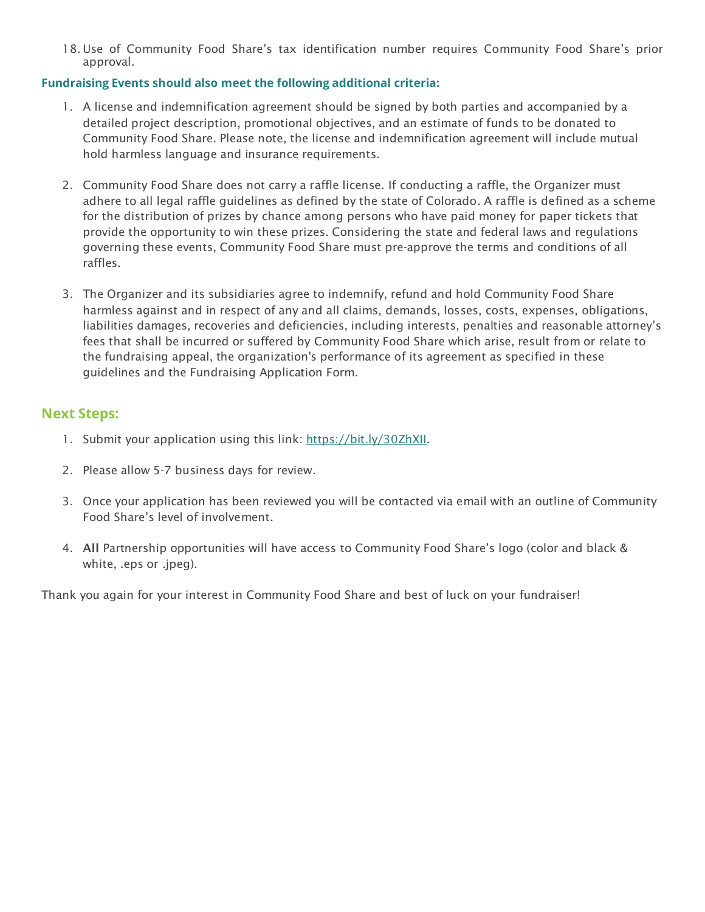18. Use of Community Food Share's tax identification number requires Community Food Share's prior approval.

**Fundraising Events should also meet the following additional criteria:**

1. A license and indemnification agreement should be signed by both parties and accompanied by a detailed project description, promotional objectives, and an estimate of funds to be donated to Community Food Share. Please note, the license and indemnification agreement will include mutual hold harmless language and insurance requirements.

2. Community Food Share does not carry a raffle license. If conducting a raffle, the Organizer must adhere to all legal raffle guidelines as defined by the state of Colorado. A raffle is defined as a scheme for the distribution of prizes by chance among persons who have paid money for paper tickets that provide the opportunity to win these prizes. Considering the state and federal laws and regulations governing these events, Community Food Share must pre-approve the terms and conditions of all raffles.

3. The Organizer and its subsidiaries agree to indemnify, refund and hold Community Food Share harmless against and in respect of any and all claims, demands, losses, costs, expenses, obligations, liabilities damages, recoveries and deficiencies, including interests, penalties and reasonable attorney's fees that shall be incurred or suffered by Community Food Share which arise, result from or relate to the fundraising appeal, the organization's performance of its agreement as specified in these guidelines and the Fundraising Application Form.

## Next Steps:

1. Submit your application using this link: https://bit.ly/30ZhXIl.

2. Please allow 5-7 business days for review.

3. Once your application has been reviewed you will be contacted via email with an outline of Community Food Share's level of involvement.

4. **All** Partnership opportunities will have access to Community Food Share's logo (color and black & white, .eps or .jpeg).

Thank you again for your interest in Community Food Share and best of luck on your fundraiser!